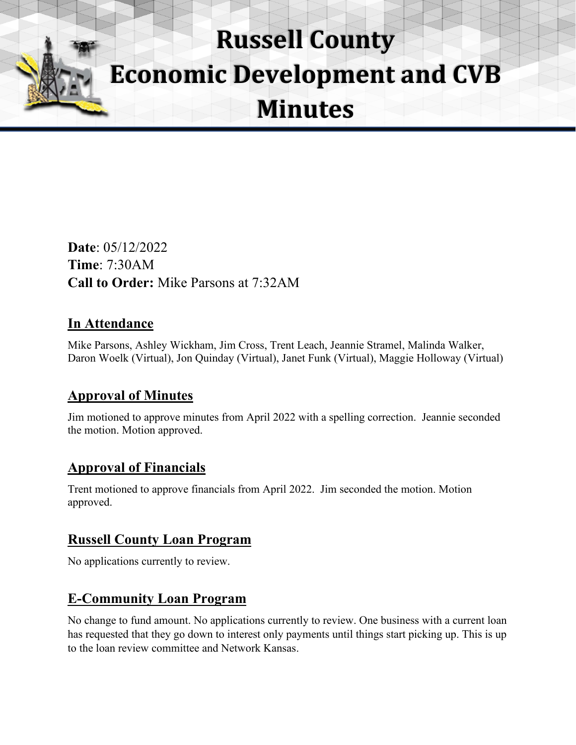# Russell County Economic Development and CVB Minutes

**Date**: 05/12/2022
**Time**: 7:30AM
**Call to Order:** Mike Parsons at 7:32AM

## In Attendance

Mike Parsons, Ashley Wickham, Jim Cross, Trent Leach, Jeannie Stramel, Malinda Walker, Daron Woelk (Virtual), Jon Quinday (Virtual), Janet Funk (Virtual), Maggie Holloway (Virtual)

## Approval of Minutes

Jim motioned to approve minutes from April 2022 with a spelling correction. Jeannie seconded the motion. Motion approved.

## Approval of Financials

Trent motioned to approve financials from April 2022. Jim seconded the motion. Motion approved.

## Russell County Loan Program

No applications currently to review.

## E-Community Loan Program

No change to fund amount. No applications currently to review. One business with a current loan has requested that they go down to interest only payments until things start picking up. This is up to the loan review committee and Network Kansas.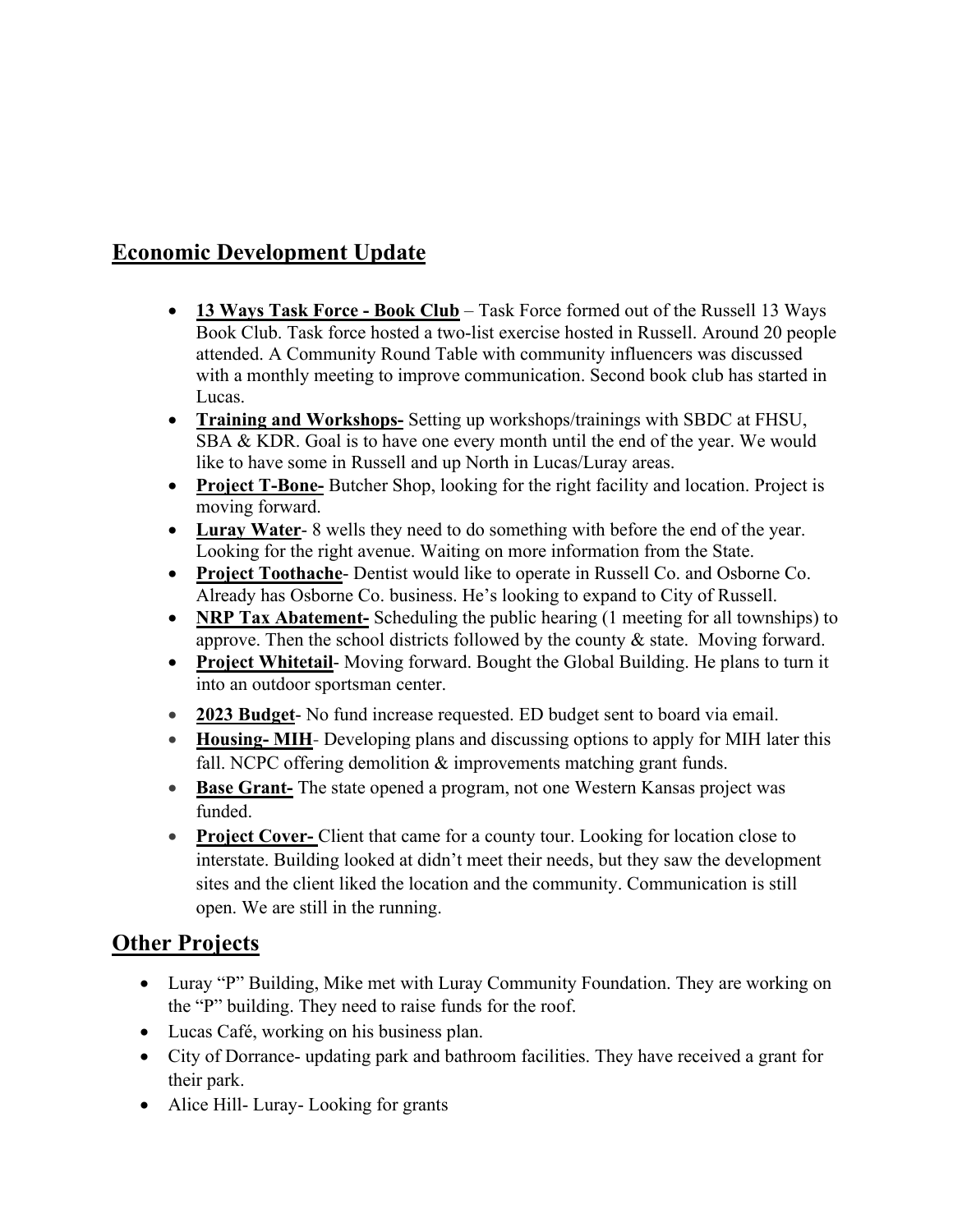## Economic Development Update

- **13 Ways Task Force - Book Club** – Task Force formed out of the Russell 13 Ways Book Club. Task force hosted a two-list exercise hosted in Russell. Around 20 people attended. A Community Round Table with community influencers was discussed with a monthly meeting to improve communication. Second book club has started in Lucas.
- **Training and Workshops-** Setting up workshops/trainings with SBDC at FHSU, SBA & KDR. Goal is to have one every month until the end of the year. We would like to have some in Russell and up North in Lucas/Luray areas.
- **Project T-Bone-** Butcher Shop, looking for the right facility and location. Project is moving forward.
- **Luray Water**- 8 wells they need to do something with before the end of the year. Looking for the right avenue. Waiting on more information from the State.
- **Project Toothache**- Dentist would like to operate in Russell Co. and Osborne Co. Already has Osborne Co. business. He's looking to expand to City of Russell.
- **NRP Tax Abatement-** Scheduling the public hearing (1 meeting for all townships) to approve. Then the school districts followed by the county & state. Moving forward.
- **Project Whitetail**- Moving forward. Bought the Global Building. He plans to turn it into an outdoor sportsman center.
- **2023 Budget**- No fund increase requested. ED budget sent to board via email.
- **Housing- MIH**- Developing plans and discussing options to apply for MIH later this fall. NCPC offering demolition & improvements matching grant funds.
- **Base Grant-** The state opened a program, not one Western Kansas project was funded.
- **Project Cover-** Client that came for a county tour. Looking for location close to interstate. Building looked at didn't meet their needs, but they saw the development sites and the client liked the location and the community. Communication is still open. We are still in the running.

## Other Projects

- Luray "P" Building, Mike met with Luray Community Foundation. They are working on the "P" building. They need to raise funds for the roof.
- Lucas Café, working on his business plan.
- City of Dorrance- updating park and bathroom facilities. They have received a grant for their park.
- Alice Hill- Luray- Looking for grants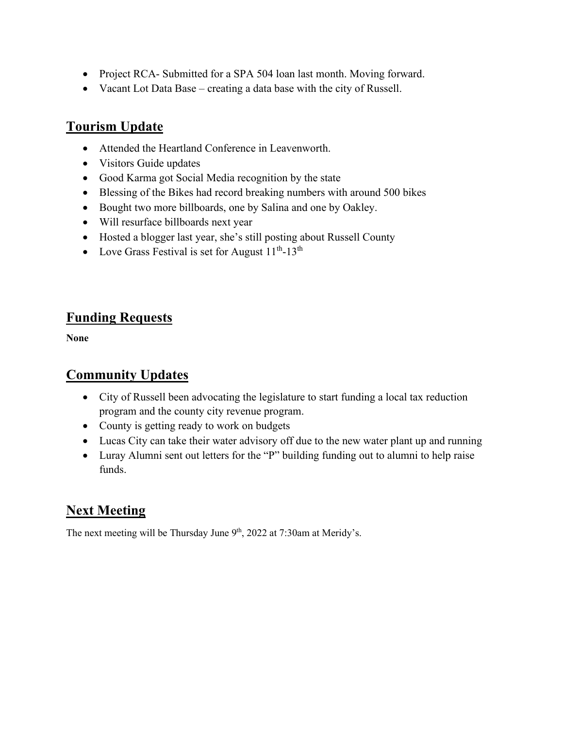- Project RCA- Submitted for a SPA 504 loan last month. Moving forward.
- Vacant Lot Data Base – creating a data base with the city of Russell.

## Tourism Update

- Attended the Heartland Conference in Leavenworth.
- Visitors Guide updates
- Good Karma got Social Media recognition by the state
- Blessing of the Bikes had record breaking numbers with around 500 bikes
- Bought two more billboards, one by Salina and one by Oakley.
- Will resurface billboards next year
- Hosted a blogger last year, she's still posting about Russell County
- Love Grass Festival is set for August 11th-13th

## Funding Requests

**None**

## Community Updates

- City of Russell been advocating the legislature to start funding a local tax reduction program and the county city revenue program.
- County is getting ready to work on budgets
- Lucas City can take their water advisory off due to the new water plant up and running
- Luray Alumni sent out letters for the "P" building funding out to alumni to help raise funds.

## Next Meeting

The next meeting will be Thursday June 9th, 2022 at 7:30am at Meridy's.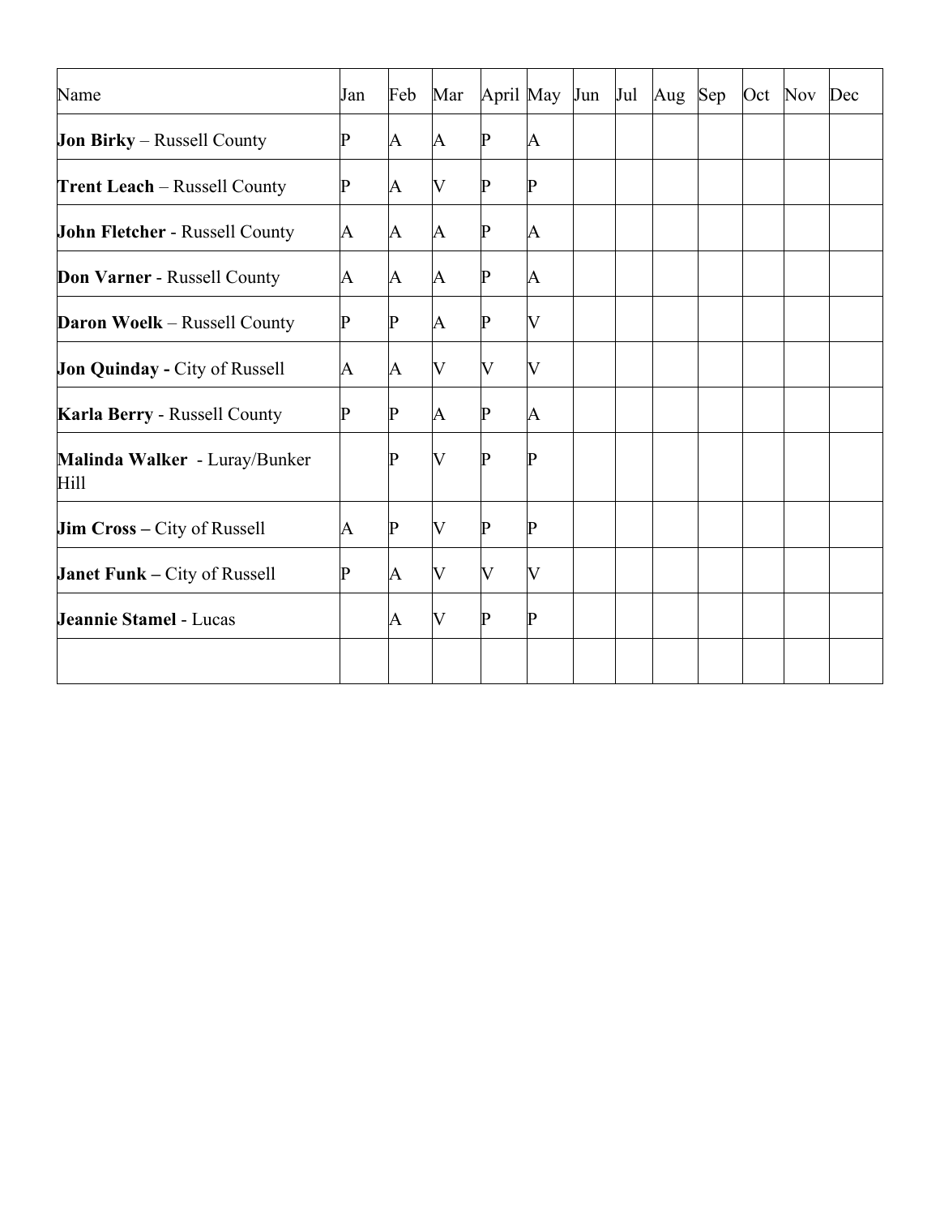| Name | Jan | Feb | Mar | April | May | Jun | Jul | Aug | Sep | Oct | Nov | Dec |
|---|---|---|---|---|---|---|---|---|---|---|---|---|
| **Jon Birky** – Russell County | P | A | A | P | A | | | | | | | |
| **Trent Leach** – Russell County | P | A | V | P | P | | | | | | | |
| **John Fletcher** - Russell County | A | A | A | P | A | | | | | | | |
| **Don Varner** - Russell County | A | A | A | P | A | | | | | | | |
| **Daron Woelk** – Russell County | P | P | A | P | V | | | | | | | |
| **Jon Quinday -** City of Russell | A | A | V | V | V | | | | | | | |
| **Karla Berry** - Russell County | P | P | A | P | A | | | | | | | |
| **Malinda Walker** - Luray/Bunker Hill | | P | V | P | P | | | | | | | |
| **Jim Cross –** City of Russell | A | P | V | P | P | | | | | | | |
| **Janet Funk –** City of Russell | P | A | V | V | V | | | | | | | |
| **Jeannie Stamel** - Lucas | | A | V | P | P | | | | | | | |
| | | | | | | | | | | | | |